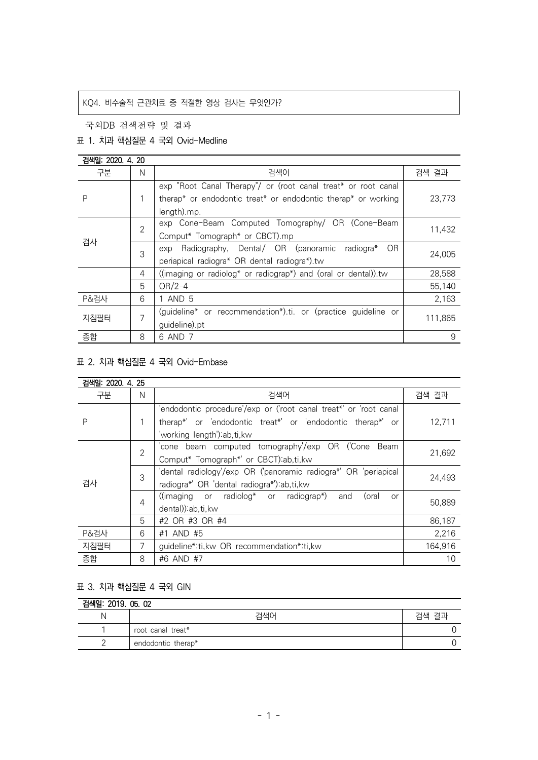KQ4. 비수술적 근관치료 중 적절한 영상 검사는 무엇인가?

국외DB 검색전략 및 결과

표 1. 치과 핵심질문 4 국외 Ovid-Medline

| 검색일: 2020. 4. 20 | | | |
|---|---|---|---|
| 구분 | N | 검색어 | 검색 결과 |
| P | 1 | exp "Root Canal Therapy"/ or (root canal treat* or root canal therap* or endodontic treat* or endodontic therap* or working length).mp. | 23,773 |
| 검사 | 2 | exp Cone-Beam Computed Tomography/ OR (Cone-Beam Comput* Tomograph* or CBCT).mp | 11,432 |
| | 3 | exp Radiography, Dental/ OR (panoramic radiogra* OR periapical radiogra* OR dental radiogra*).tw | 24,005 |
| | 4 | ((imaging or radiolog* or radiograp*) and (oral or dental)).tw | 28,588 |
| | 5 | OR/2-4 | 55,140 |
| P&검사 | 6 | 1 AND 5 | 2,163 |
| 지침필터 | 7 | (guideline* or recommendation*).ti. or (practice guideline or guideline).pt | 111,865 |
| 종합 | 8 | 6 AND 7 | 9 |

표 2. 치과 핵심질문 4 국외 Ovid-Embase

| 검색일: 2020. 4. 25 | | | |
|---|---|---|---|
| 구분 | N | 검색어 | 검색 결과 |
| P | 1 | 'endodontic procedure'/exp or ('root canal treat*' or 'root canal therap*' or 'endodontic treat*' or 'endodontic therap*' or 'working length'):ab,ti,kw | 12,711 |
| 검사 | 2 | 'cone beam computed tomography'/exp OR ('Cone Beam Comput* Tomograph*' or CBCT):ab,ti,kw | 21,692 |
| | 3 | 'dental radiology'/exp OR ('panoramic radiogra*' OR 'periapical radiogra*' OR 'dental radiogra*'):ab,ti,kw | 24,493 |
| | 4 | ((imaging or radiolog* or radiograp*) and (oral or dental)):ab,ti,kw | 50,889 |
| | 5 | #2 OR #3 OR #4 | 86,187 |
| P&검사 | 6 | #1 AND #5 | 2,216 |
| 지침필터 | 7 | guideline*:ti,kw OR recommendation*:ti,kw | 164,916 |
| 종합 | 8 | #6 AND #7 | 10 |

표 3. 치과 핵심질문 4 국외 GIN

| 검색일: 2019. 05. 02 | | |
|---|---|---|
| N | 검색어 | 검색 결과 |
| 1 | root canal treat* | 0 |
| 2 | endodontic therap* | 0 |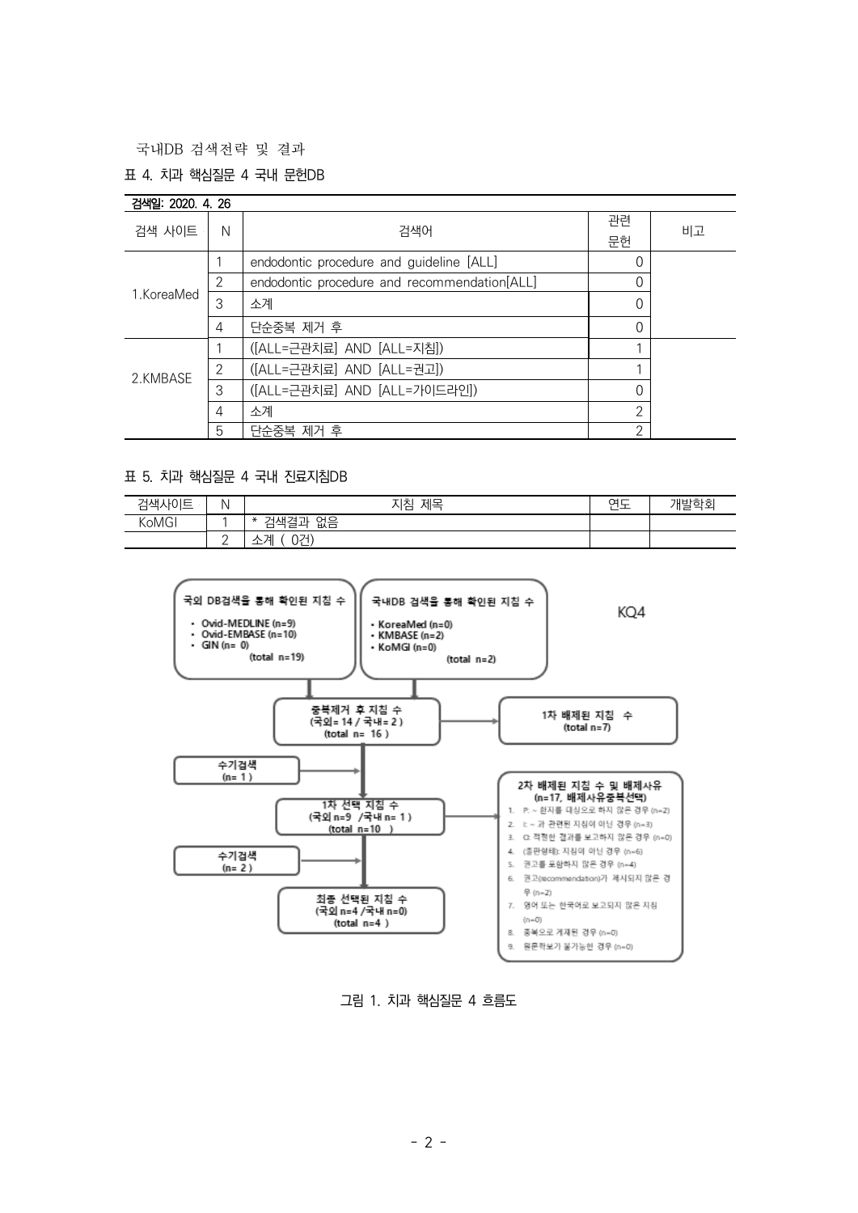국내DB 검색전략 및 결과

표 4. 치과 핵심질문 4 국내 문헌DB

| 검색일: 2020. 4. 26 | | | | |
|---|---|---|---|---|
| 검색 사이트 | N | 검색어 | 관련 문헌 | 비고 |
| 1.KoreaMed | 1 | endodontic procedure and guideline [ALL] | 0 | |
| | 2 | endodontic procedure and recommendation[ALL] | 0 | |
| | 3 | 소계 | 0 | |
| | 4 | 단순중복 제거 후 | 0 | |
| 2.KMBASE | 1 | ([ALL=근관치료] AND [ALL=지침]) | 1 | |
| | 2 | ([ALL=근관치료] AND [ALL=권고]) | 1 | |
| | 3 | ([ALL=근관치료] AND [ALL=가이드라인]) | 0 | |
| | 4 | 소계 | 2 | |
| | 5 | 단순중복 제거 후 | 2 | |

표 5. 치과 핵심질문 4 국내 진료지침DB

| 검색사이트 | N | 지침 제목 | 연도 | 개발학회 |
|---|---|---|---|---|
| KoMGI | 1 | * 검색결과 없음 | | |
| | 2 | 소계 ( 0건) | | |

KQ4

국외 DB검색을 통해 확인된 지침 수
- Ovid-MEDLINE (n=9)
- Ovid-EMBASE (n=10)
- GIN (n= 0)

(total n=19)

국내DB 검색을 통해 확인된 지침 수
- KoreaMed (n=0)
- KMBASE (n=2)
- KoMGI (n=0)

(total n=2)

중복제거 후 지침 수
(국외= 14 / 국내= 2 )
(total n= 16 )

1차 배제된 지침 수
(total n=7)

수기검색
(n= 1 )

1차 선택 지침 수
(국외 n=9 /국내 n= 1 )
(total n=10 )

2차 배제된 지침 수 및 배제사유
(n=17, 배제사유중복선택)
1. P: ~ 환자를 대상으로 하지 않은 경우 (n=2)
2. I: ~ 과 관련된 지침이 아닌 경우 (n=3)
3. O: 적절한 결과를 보고하지 않은 경우 (n=0)
4. (출판형태): 지침이 아닌 경우 (n=6)
5. 권고를 포함하지 않은 경우 (n=4)
6. 권고(recommendation)가 제시되지 않은 경우 (n=2)
7. 영어 또는 한국어로 보고되지 않은 지침 (n=0)
8. 중복으로 게재된 경우 (n=0)
9. 원문확보가 불가능한 경우 (n=0)

수기검색
(n= 2 )

최종 선택된 지침 수
(국외 n=4 /국내 n=0)
(total n=4 )

그림 1. 치과 핵심질문 4 흐름도